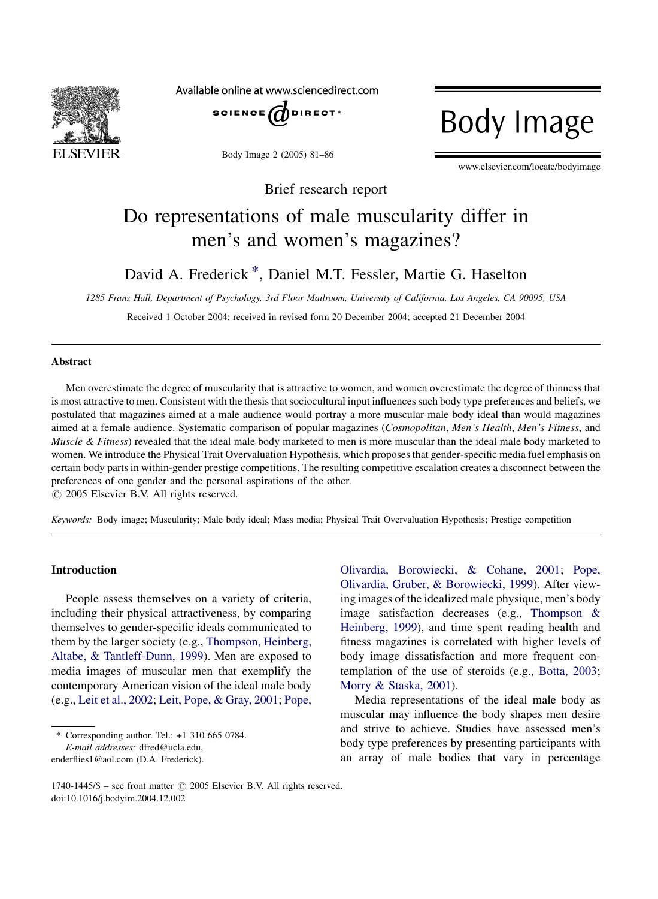Brief research report

# Do representations of male muscularity differ in men's and women's magazines?

David A. Frederick [*], Daniel M.T. Fessler, Martie G. Haselton

*1285 Franz Hall, Department of Psychology, 3rd Floor Mailroom, University of California, Los Angeles, CA 90095, USA*

Received 1 October 2004; received in revised form 20 December 2004; accepted 21 December 2004

## Abstract

Men overestimate the degree of muscularity that is attractive to women, and women overestimate the degree of thinness that is most attractive to men. Consistent with the thesis that sociocultural input influences such body type preferences and beliefs, we postulated that magazines aimed at a male audience would portray a more muscular male body ideal than would magazines aimed at a female audience. Systematic comparison of popular magazines (*Cosmopolitan*, *Men's Health*, *Men's Fitness*, and *Muscle & Fitness*) revealed that the ideal male body marketed to men is more muscular than the ideal male body marketed to women. We introduce the Physical Trait Overvaluation Hypothesis, which proposes that gender-specific media fuel emphasis on certain body parts in within-gender prestige competitions. The resulting competitive escalation creates a disconnect between the preferences of one gender and the personal aspirations of the other.

© 2005 Elsevier B.V. All rights reserved.

*Keywords:* Body image; Muscularity; Male body ideal; Mass media; Physical Trait Overvaluation Hypothesis; Prestige competition

## Introduction

People assess themselves on a variety of criteria, including their physical attractiveness, by comparing themselves to gender-specific ideals communicated to them by the larger society (e.g., Thompson, Heinberg, Altabe, & Tantleff-Dunn, 1999). Men are exposed to media images of muscular men that exemplify the contemporary American vision of the ideal male body (e.g., Leit et al., 2002; Leit, Pope, & Gray, 2001; Pope, Olivardia, Borowiecki, & Cohane, 2001; Pope, Olivardia, Gruber, & Borowiecki, 1999). After viewing images of the idealized male physique, men's body image satisfaction decreases (e.g., Thompson & Heinberg, 1999), and time spent reading health and fitness magazines is correlated with higher levels of body image dissatisfaction and more frequent contemplation of the use of steroids (e.g., Botta, 2003; Morry & Staska, 2001).

Media representations of the ideal male body as muscular may influence the body shapes men desire and strive to achieve. Studies have assessed men's body type preferences by presenting participants with an array of male bodies that vary in percentage

[*] Corresponding author. Tel.: +1 310 665 0784.
*E-mail addresses:* dfred@ucla.edu, enderflies1@aol.com (D.A. Frederick).

1740-1445/$ – see front matter © 2005 Elsevier B.V. All rights reserved.
doi:10.1016/j.bodyim.2004.12.002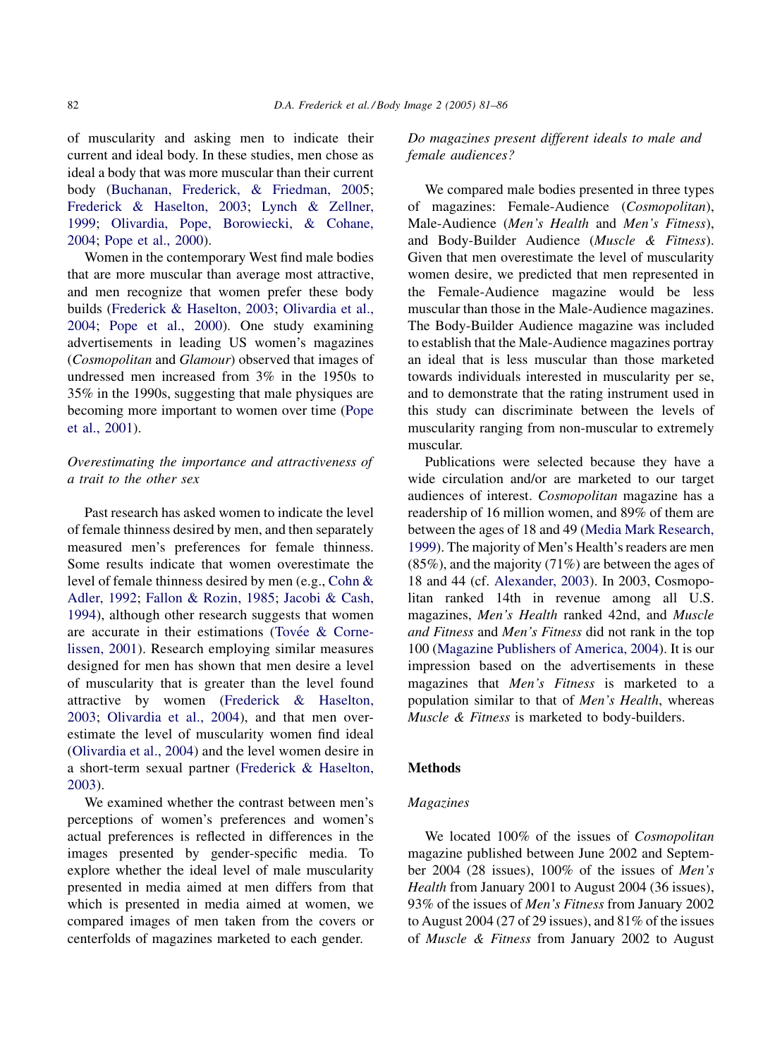of muscularity and asking men to indicate their current and ideal body. In these studies, men chose as ideal a body that was more muscular than their current body (Buchanan, Frederick, & Friedman, 2005; Frederick & Haselton, 2003; Lynch & Zellner, 1999; Olivardia, Pope, Borowiecki, & Cohane, 2004; Pope et al., 2000).

Women in the contemporary West find male bodies that are more muscular than average most attractive, and men recognize that women prefer these body builds (Frederick & Haselton, 2003; Olivardia et al., 2004; Pope et al., 2000). One study examining advertisements in leading US women's magazines (*Cosmopolitan* and *Glamour*) observed that images of undressed men increased from 3% in the 1950s to 35% in the 1990s, suggesting that male physiques are becoming more important to women over time (Pope et al., 2001).

### *Overestimating the importance and attractiveness of a trait to the other sex*

Past research has asked women to indicate the level of female thinness desired by men, and then separately measured men's preferences for female thinness. Some results indicate that women overestimate the level of female thinness desired by men (e.g., Cohn & Adler, 1992; Fallon & Rozin, 1985; Jacobi & Cash, 1994), although other research suggests that women are accurate in their estimations (Tovée & Cornelissen, 2001). Research employing similar measures designed for men has shown that men desire a level of muscularity that is greater than the level found attractive by women (Frederick & Haselton, 2003; Olivardia et al., 2004), and that men overestimate the level of muscularity women find ideal (Olivardia et al., 2004) and the level women desire in a short-term sexual partner (Frederick & Haselton, 2003).

We examined whether the contrast between men's perceptions of women's preferences and women's actual preferences is reflected in differences in the images presented by gender-specific media. To explore whether the ideal level of male muscularity presented in media aimed at men differs from that which is presented in media aimed at women, we compared images of men taken from the covers or centerfolds of magazines marketed to each gender.

### *Do magazines present different ideals to male and female audiences?*

We compared male bodies presented in three types of magazines: Female-Audience (*Cosmopolitan*), Male-Audience (*Men's Health* and *Men's Fitness*), and Body-Builder Audience (*Muscle & Fitness*). Given that men overestimate the level of muscularity women desire, we predicted that men represented in the Female-Audience magazine would be less muscular than those in the Male-Audience magazines. The Body-Builder Audience magazine was included to establish that the Male-Audience magazines portray an ideal that is less muscular than those marketed towards individuals interested in muscularity per se, and to demonstrate that the rating instrument used in this study can discriminate between the levels of muscularity ranging from non-muscular to extremely muscular.

Publications were selected because they have a wide circulation and/or are marketed to our target audiences of interest. *Cosmopolitan* magazine has a readership of 16 million women, and 89% of them are between the ages of 18 and 49 (Media Mark Research, 1999). The majority of Men's Health's readers are men (85%), and the majority (71%) are between the ages of 18 and 44 (cf. Alexander, 2003). In 2003, Cosmopolitan ranked 14th in revenue among all U.S. magazines, *Men's Health* ranked 42nd, and *Muscle and Fitness* and *Men's Fitness* did not rank in the top 100 (Magazine Publishers of America, 2004). It is our impression based on the advertisements in these magazines that *Men's Fitness* is marketed to a population similar to that of *Men's Health*, whereas *Muscle & Fitness* is marketed to body-builders.

## Methods

### *Magazines*

We located 100% of the issues of *Cosmopolitan* magazine published between June 2002 and September 2004 (28 issues), 100% of the issues of *Men's Health* from January 2001 to August 2004 (36 issues), 93% of the issues of *Men's Fitness* from January 2002 to August 2004 (27 of 29 issues), and 81% of the issues of *Muscle & Fitness* from January 2002 to August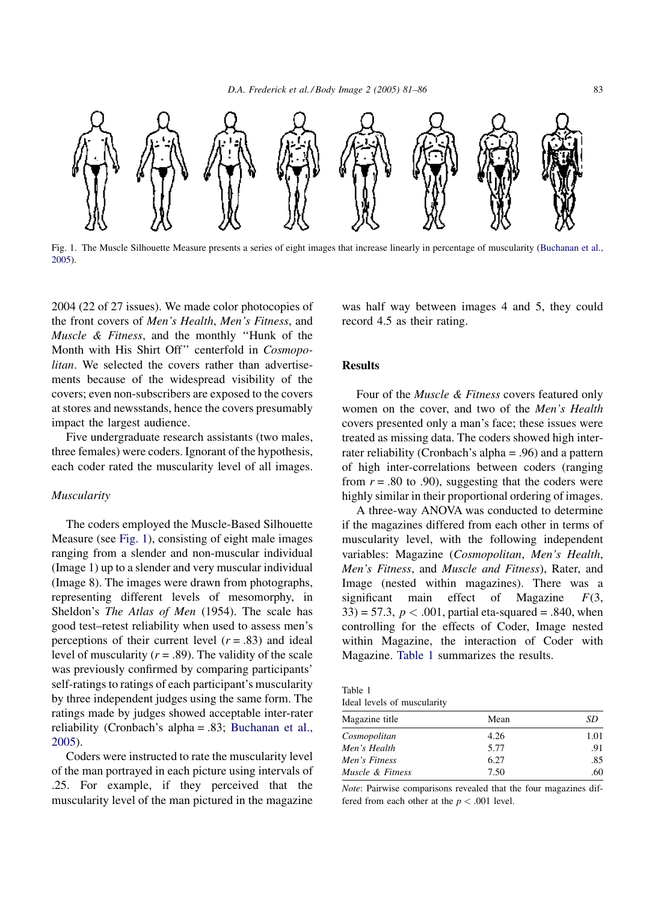Fig. 1. The Muscle Silhouette Measure presents a series of eight images that increase linearly in percentage of musculary (Buchanan et al., 2005).

2004 (22 of 27 issues). We made color photocopies of the front covers of *Men's Health*, *Men's Fitness*, and *Muscle & Fitness*, and the monthly "Hunk of the Month with His Shirt Off" centerfold in *Cosmopolitan*. We selected the covers rather than advertisements because of the widespread visibility of the covers; even non-subscribers are exposed to the covers at stores and newsstands, hence the covers presumably impact the largest audience.

Five undergraduate research assistants (two males, three females) were coders. Ignorant of the hypothesis, each coder rated the muscularity level of all images.

### *Muscularity*

The coders employed the Muscle-Based Silhouette Measure (see Fig. 1), consisting of eight male images ranging from a slender and non-muscular individual (Image 1) up to a slender and very muscular individual (Image 8). The images were drawn from photographs, representing different levels of mesomorphy, in Sheldon's *The Atlas of Men* (1954). The scale has good test–retest reliability when used to assess men's perceptions of their current level ($r = .83$) and ideal level of muscularity ($r = .89$). The validity of the scale was previously confirmed by comparing participants' self-ratings to ratings of each participant's muscularity by three independent judges using the same form. The ratings made by judges showed acceptable inter-rater reliability (Cronbach's alpha = .83; Buchanan et al., 2005).

Coders were instructed to rate the muscularity level of the man portrayed in each picture using intervals of .25. For example, if they perceived that the muscularity level of the man pictured in the magazine was half way between images 4 and 5, they could record 4.5 as their rating.

## Results

Four of the *Muscle & Fitness* covers featured only women on the cover, and two of the *Men's Health* covers presented only a man's face; these issues were treated as missing data. The coders showed high inter-rater reliability (Cronbach's alpha = .96) and a pattern of high inter-correlations between coders (ranging from $r = .80$ to .90), suggesting that the coders were highly similar in their proportional ordering of images.

A three-way ANOVA was conducted to determine if the magazines differed from each other in terms of muscularity level, with the following independent variables: Magazine (*Cosmopolitan*, *Men's Health*, *Men's Fitness*, and *Muscle and Fitness*), Rater, and Image (nested within magazines). There was a significant main effect of Magazine $F(3, 33) = 57.3$, $p < .001$, partial eta-squared = .840, when controlling for the effects of Coder, Image nested within Magazine, the interaction of Coder with Magazine. Table 1 summarizes the results.

Table 1
Ideal levels of muscularity

| Magazine title | Mean | *SD* |
|---|---|---|
| *Cosmopolitan* | 4.26 | 1.01 |
| *Men's Health* | 5.77 | .91 |
| *Men's Fitness* | 6.27 | .85 |
| *Muscle & Fitness* | 7.50 | .60 |

*Note*: Pairwise comparisons revealed that the four magazines differed from each other at the $p < .001$ level.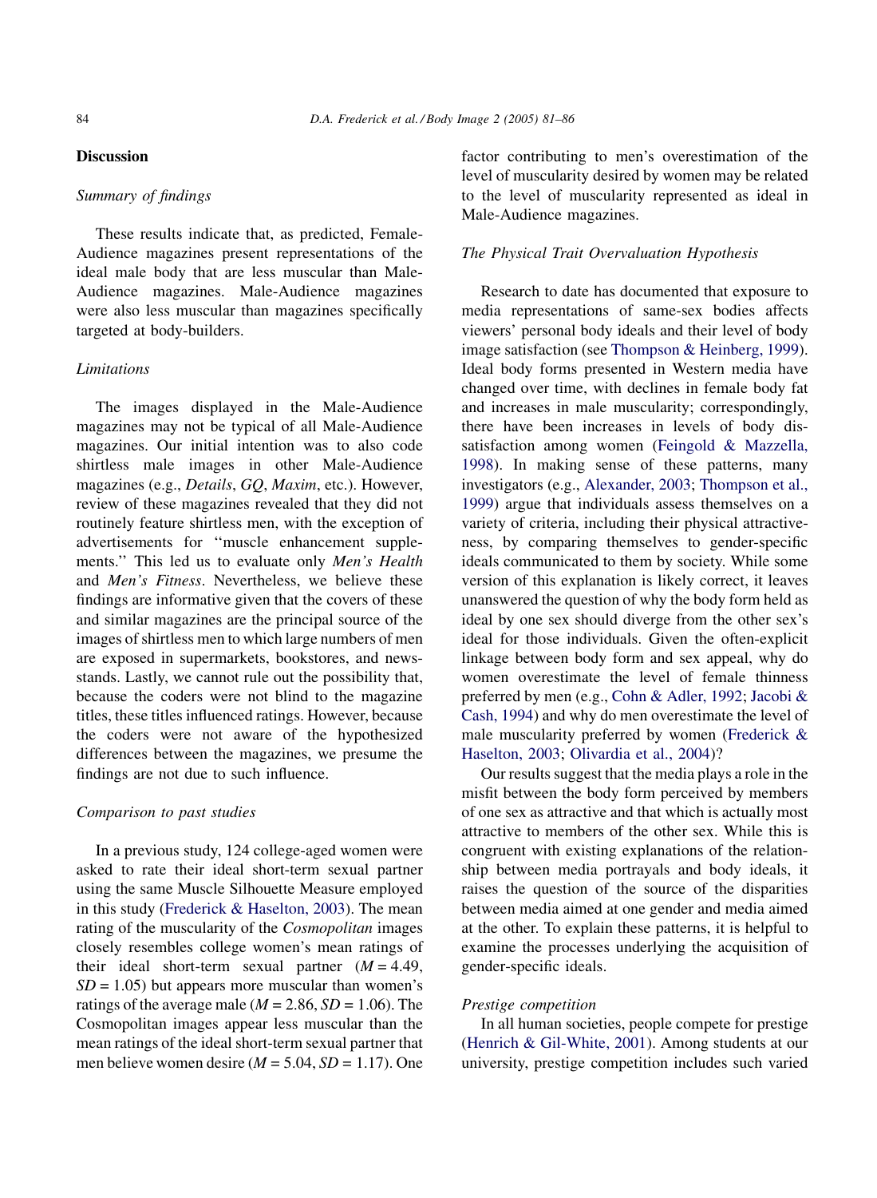## Discussion

### *Summary of findings*

These results indicate that, as predicted, Female-Audience magazines present representations of the ideal male body that are less muscular than Male-Audience magazines. Male-Audience magazines were also less muscular than magazines specifically targeted at body-builders.

### *Limitations*

The images displayed in the Male-Audience magazines may not be typical of all Male-Audience magazines. Our initial intention was to also code shirtless male images in other Male-Audience magazines (e.g., *Details*, *GQ*, *Maxim*, etc.). However, review of these magazines revealed that they did not routinely feature shirtless men, with the exception of advertisements for ''muscle enhancement supplements.'' This led us to evaluate only *Men's Health* and *Men's Fitness*. Nevertheless, we believe these findings are informative given that the covers of these and similar magazines are the principal source of the images of shirtless men to which large numbers of men are exposed in supermarkets, bookstores, and newsstands. Lastly, we cannot rule out the possibility that, because the coders were not blind to the magazine titles, these titles influenced ratings. However, because the coders were not aware of the hypothesized differences between the magazines, we presume the findings are not due to such influence.

### *Comparison to past studies*

In a previous study, 124 college-aged women were asked to rate their ideal short-term sexual partner using the same Muscle Silhouette Measure employed in this study (Frederick & Haselton, 2003). The mean rating of the muscularity of the *Cosmopolitan* images closely resembles college women's mean ratings of their ideal short-term sexual partner ($M = 4.49$, $SD = 1.05$) but appears more muscular than women's ratings of the average male ($M = 2.86$, $SD = 1.06$). The Cosmopolitan images appear less muscular than the mean ratings of the ideal short-term sexual partner that men believe women desire ($M = 5.04$, $SD = 1.17$). One factor contributing to men's overestimation of the level of muscularity desired by women may be related to the level of muscularity represented as ideal in Male-Audience magazines.

### *The Physical Trait Overvaluation Hypothesis*

Research to date has documented that exposure to media representations of same-sex bodies affects viewers' personal body ideals and their level of body image satisfaction (see Thompson & Heinberg, 1999). Ideal body forms presented in Western media have changed over time, with declines in female body fat and increases in male muscularity; correspondingly, there have been increases in levels of body dissatisfaction among women (Feingold & Mazzella, 1998). In making sense of these patterns, many investigators (e.g., Alexander, 2003; Thompson et al., 1999) argue that individuals assess themselves on a variety of criteria, including their physical attractiveness, by comparing themselves to gender-specific ideals communicated to them by society. While some version of this explanation is likely correct, it leaves unanswered the question of why the body form held as ideal by one sex should diverge from the other sex's ideal for those individuals. Given the often-explicit linkage between body form and sex appeal, why do women overestimate the level of female thinness preferred by men (e.g., Cohn & Adler, 1992; Jacobi & Cash, 1994) and why do men overestimate the level of male muscularity preferred by women (Frederick & Haselton, 2003; Olivardia et al., 2004)?

Our results suggest that the media plays a role in the misfit between the body form perceived by members of one sex as attractive and that which is actually most attractive to members of the other sex. While this is congruent with existing explanations of the relationship between media portrayals and body ideals, it raises the question of the source of the disparities between media aimed at one gender and media aimed at the other. To explain these patterns, it is helpful to examine the processes underlying the acquisition of gender-specific ideals.

### *Prestige competition*

In all human societies, people compete for prestige (Henrich & Gil-White, 2001). Among students at our university, prestige competition includes such varied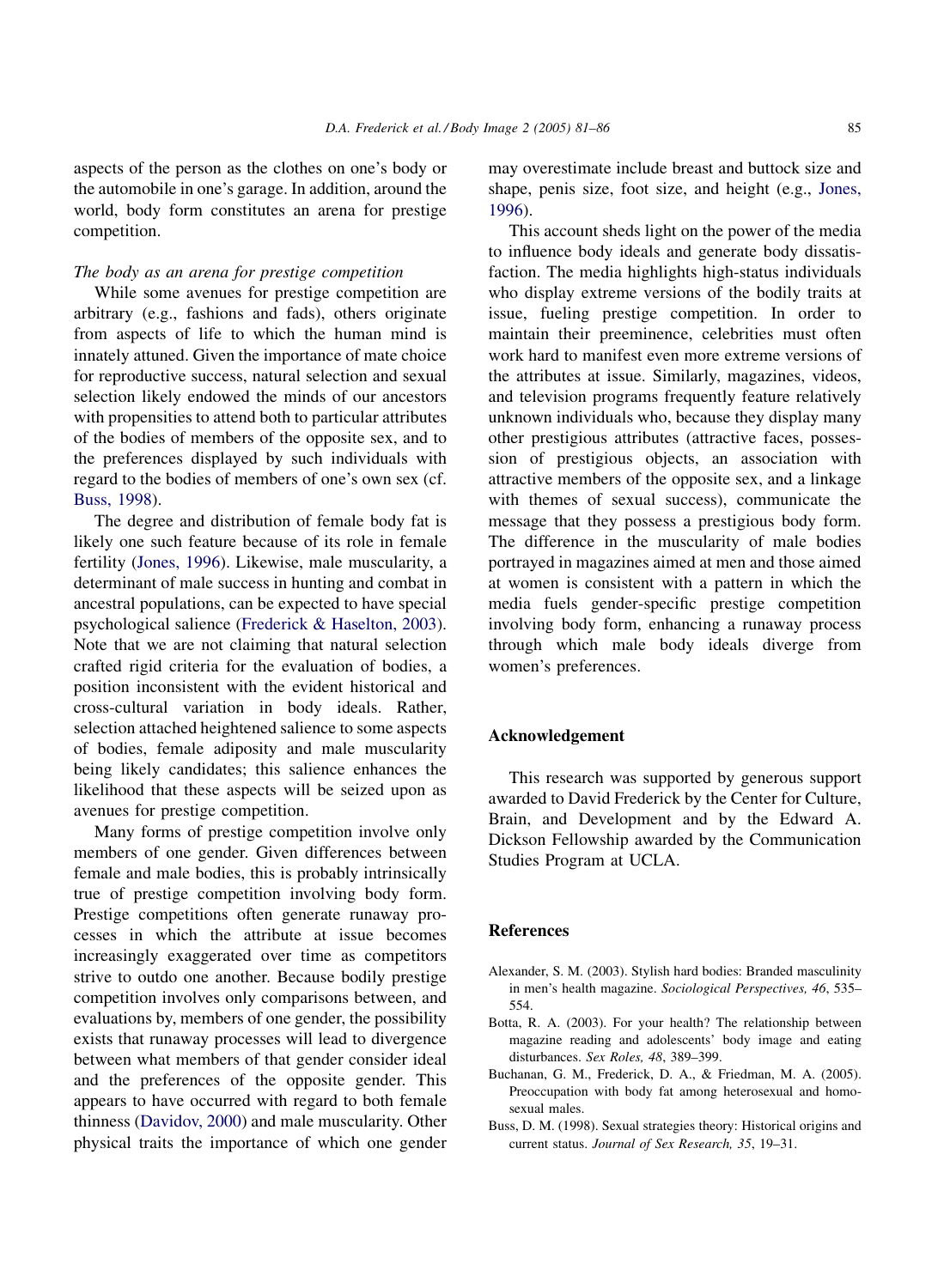aspects of the person as the clothes on one's body or the automobile in one's garage. In addition, around the world, body form constitutes an arena for prestige competition.

*The body as an arena for prestige competition*

While some avenues for prestige competition are arbitrary (e.g., fashions and fads), others originate from aspects of life to which the human mind is innately attuned. Given the importance of mate choice for reproductive success, natural selection and sexual selection likely endowed the minds of our ancestors with propensities to attend both to particular attributes of the bodies of members of the opposite sex, and to the preferences displayed by such individuals with regard to the bodies of members of one's own sex (cf. Buss, 1998).

The degree and distribution of female body fat is likely one such feature because of its role in female fertility (Jones, 1996). Likewise, male muscularity, a determinant of male success in hunting and combat in ancestral populations, can be expected to have special psychological salience (Frederick & Haselton, 2003). Note that we are not claiming that natural selection crafted rigid criteria for the evaluation of bodies, a position inconsistent with the evident historical and cross-cultural variation in body ideals. Rather, selection attached heightened salience to some aspects of bodies, female adiposity and male muscularity being likely candidates; this salience enhances the likelihood that these aspects will be seized upon as avenues for prestige competition.

Many forms of prestige competition involve only members of one gender. Given differences between female and male bodies, this is probably intrinsically true of prestige competition involving body form. Prestige competitions often generate runaway processes in which the attribute at issue becomes increasingly exaggerated over time as competitors strive to outdo one another. Because bodily prestige competition involves only comparisons between, and evaluations by, members of one gender, the possibility exists that runaway processes will lead to divergence between what members of that gender consider ideal and the preferences of the opposite gender. This appears to have occurred with regard to both female thinness (Davidov, 2000) and male muscularity. Other physical traits the importance of which one gender may overestimate include breast and buttock size and shape, penis size, foot size, and height (e.g., Jones, 1996).

This account sheds light on the power of the media to influence body ideals and generate body dissatisfaction. The media highlights high-status individuals who display extreme versions of the bodily traits at issue, fueling prestige competition. In order to maintain their preeminence, celebrities must often work hard to manifest even more extreme versions of the attributes at issue. Similarly, magazines, videos, and television programs frequently feature relatively unknown individuals who, because they display many other prestigious attributes (attractive faces, possession of prestigious objects, an association with attractive members of the opposite sex, and a linkage with themes of sexual success), communicate the message that they possess a prestigious body form. The difference in the muscularity of male bodies portrayed in magazines aimed at men and those aimed at women is consistent with a pattern in which the media fuels gender-specific prestige competition involving body form, enhancing a runaway process through which male body ideals diverge from women's preferences.

## Acknowledgement

This research was supported by generous support awarded to David Frederick by the Center for Culture, Brain, and Development and by the Edward A. Dickson Fellowship awarded by the Communication Studies Program at UCLA.

## References

Alexander, S. M. (2003). Stylish hard bodies: Branded masculinity in men's health magazine. *Sociological Perspectives, 46*, 535–554.

Botta, R. A. (2003). For your health? The relationship between magazine reading and adolescents' body image and eating disturbances. *Sex Roles, 48*, 389–399.

Buchanan, G. M., Frederick, D. A., & Friedman, M. A. (2005). Preoccupation with body fat among heterosexual and homosexual males.

Buss, D. M. (1998). Sexual strategies theory: Historical origins and current status. *Journal of Sex Research, 35*, 19–31.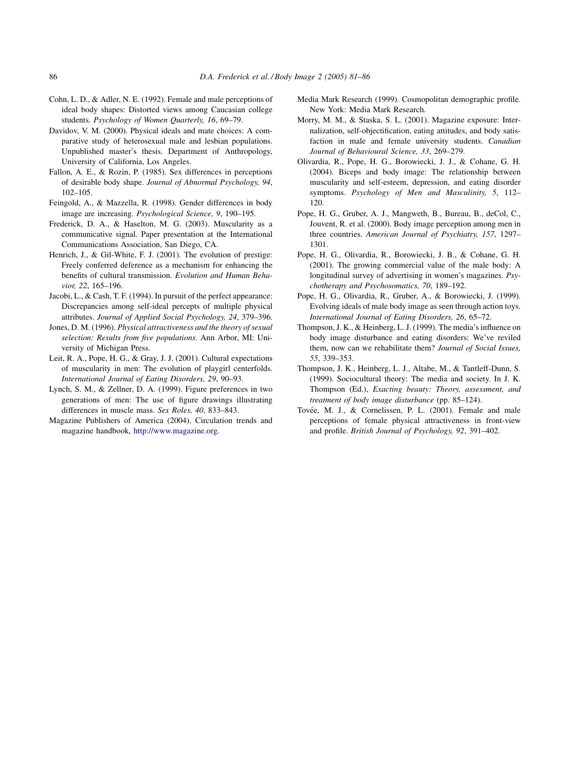Cohn, L. D., & Adler, N. E. (1992). Female and male perceptions of ideal body shapes: Distorted views among Caucasian college students. *Psychology of Women Quarterly, 16*, 69–79.

Davidov, V. M. (2000). Physical ideals and mate choices: A comparative study of heterosexual male and lesbian populations. Unpublished master's thesis. Department of Anthropology, University of California, Los Angeles.

Fallon, A. E., & Rozin, P. (1985). Sex differences in perceptions of desirable body shape. *Journal of Abnormal Psychology, 94*, 102–105.

Feingold, A., & Mazzella, R. (1998). Gender differences in body image are increasing. *Psychological Science, 9*, 190–195.

Frederick, D. A., & Haselton, M. G. (2003). Muscularity as a communicative signal. Paper presentation at the International Communications Association, San Diego, CA.

Henrich, J., & Gil-White, F. J. (2001). The evolution of prestige: Freely conferred deference as a mechanism for enhancing the benefits of cultural transmission. *Evolution and Human Behavior, 22*, 165–196.

Jacobi, L., & Cash, T. F. (1994). In pursuit of the perfect appearance: Discrepancies among self-ideal percepts of multiple physical attributes. *Journal of Applied Social Psychology, 24*, 379–396.

Jones, D. M. (1996). *Physical attractiveness and the theory of sexual selection: Results from five populations*. Ann Arbor, MI: University of Michigan Press.

Leit, R. A., Pope, H. G., & Gray, J. J. (2001). Cultural expectations of muscularity in men: The evolution of playgirl centerfolds. *International Journal of Eating Disorders, 29*, 90–93.

Lynch, S. M., & Zellner, D. A. (1999). Figure preferences in two generations of men: The use of figure drawings illustrating differences in muscle mass. *Sex Roles, 40*, 833–843.

Magazine Publishers of America (2004). Circulation trends and magazine handbook, http://www.magazine.org.

Media Mark Research (1999). Cosmopolitan demographic profile. New York: Media Mark Research.

Morry, M. M., & Staska, S. L. (2001). Magazine exposure: Internalization, self-objectification, eating attitudes, and body satisfaction in male and female university students. *Canadian Journal of Behavioural Science, 33*, 269–279.

Olivardia, R., Pope, H. G., Borowiecki, J. J., & Cohane, G. H. (2004). Biceps and body image: The relationship between muscularity and self-esteem, depression, and eating disorder symptoms. *Psychology of Men and Masculinity, 5*, 112–120.

Pope, H. G., Gruber, A. J., Mangweth, B., Bureau, B., deCol, C., Jouvent, R. et al. (2000). Body image perception among men in three countries. *American Journal of Psychiatry, 157*, 1297–1301.

Pope, H. G., Olivardia, R., Borowiecki, J. B., & Cohane, G. H. (2001). The growing commercial value of the male body: A longitudinal survey of advertising in women's magazines. *Psychotherapy and Psychosomatics, 70*, 189–192.

Pope, H. G., Olivardia, R., Gruber, A., & Borowiecki, J. (1999). Evolving ideals of male body image as seen through action toys. *International Journal of Eating Disorders, 26*, 65–72.

Thompson, J. K., & Heinberg, L. J. (1999). The media's influence on body image disturbance and eating disorders: We've reviled them, now can we rehabilitate them? *Journal of Social Issues, 55*, 339–353.

Thompson, J. K., Heinberg, L. J., Altabe, M., & Tantleff-Dunn, S. (1999). Sociocultural theory: The media and society. In J. K. Thompson (Ed.), *Exacting beauty: Theory, assessment, and treatment of body image disturbance* (pp. 85–124).

Tovée, M. J., & Cornelissen, P. L. (2001). Female and male perceptions of female physical attractiveness in front-view and profile. *British Journal of Psychology, 92*, 391–402.